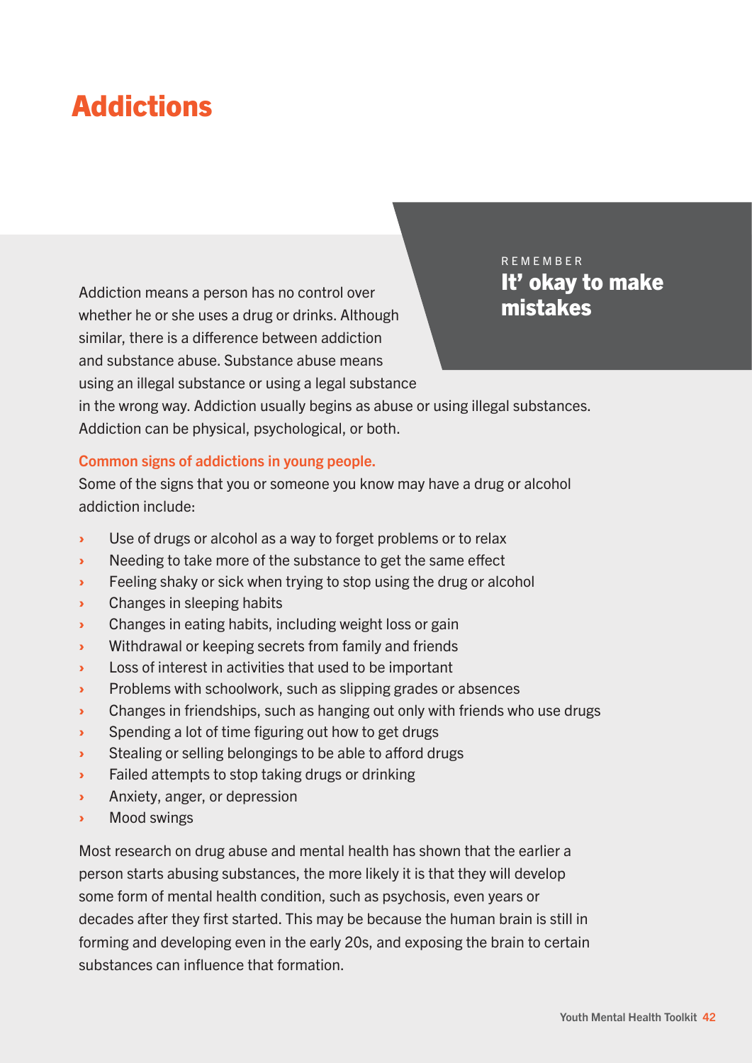# Addictions

REMEMBER

**It' okay to make mistakes**

Addiction means a person has no control over whether he or she uses a drug or drinks. Although similar, there is a difference between addiction and substance abuse. Substance abuse means using an illegal substance or using a legal substance in the wrong way. Addiction usually begins as abuse or using illegal substances. Addiction can be physical, psychological, or both.

## Common signs of addictions in young people.

Some of the signs that you or someone you know may have a drug or alcohol addiction include:

- Use of drugs or alcohol as a way to forget problems or to relax
- Needing to take more of the substance to get the same effect
- Feeling shaky or sick when trying to stop using the drug or alcohol
- Changes in sleeping habits
- Changes in eating habits, including weight loss or gain
- Withdrawal or keeping secrets from family and friends
- Loss of interest in activities that used to be important
- Problems with schoolwork, such as slipping grades or absences
- Changes in friendships, such as hanging out only with friends who use drugs
- Spending a lot of time figuring out how to get drugs
- Stealing or selling belongings to be able to afford drugs
- Failed attempts to stop taking drugs or drinking
- Anxiety, anger, or depression
- Mood swings

Most research on drug abuse and mental health has shown that the earlier a person starts abusing substances, the more likely it is that they will develop some form of mental health condition, such as psychosis, even years or decades after they first started. This may be because the human brain is still in forming and developing even in the early 20s, and exposing the brain to certain substances can influence that formation.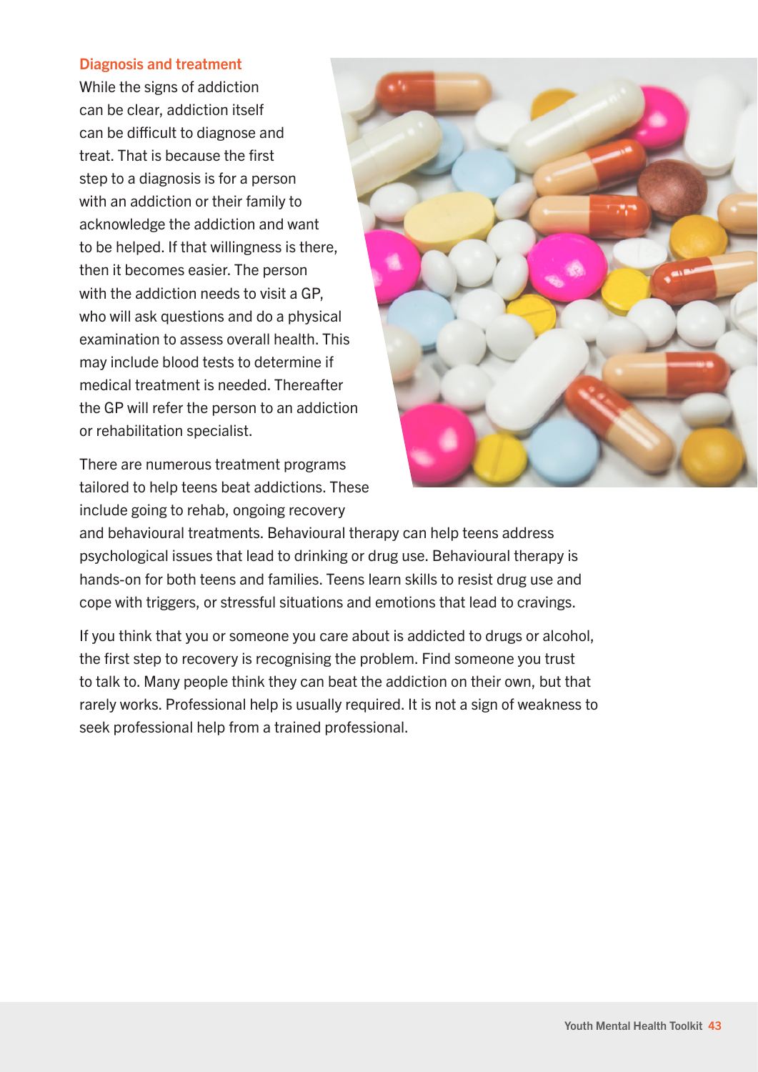### Diagnosis and treatment

While the signs of addiction can be clear, addiction itself can be difficult to diagnose and treat. That is because the first step to a diagnosis is for a person with an addiction or their family to acknowledge the addiction and want to be helped. If that willingness is there, then it becomes easier. The person with the addiction needs to visit a GP, who will ask questions and do a physical examination to assess overall health. This may include blood tests to determine if medical treatment is needed. Thereafter the GP will refer the person to an addiction or rehabilitation specialist.

There are numerous treatment programs tailored to help teens beat addictions. These include going to rehab, ongoing recovery and behavioural treatments. Behavioural therapy can help teens address psychological issues that lead to drinking or drug use. Behavioural therapy is hands-on for both teens and families. Teens learn skills to resist drug use and cope with triggers, or stressful situations and emotions that lead to cravings.

If you think that you or someone you care about is addicted to drugs or alcohol, the first step to recovery is recognising the problem. Find someone you trust to talk to. Many people think they can beat the addiction on their own, but that rarely works. Professional help is usually required. It is not a sign of weakness to seek professional help from a trained professional.